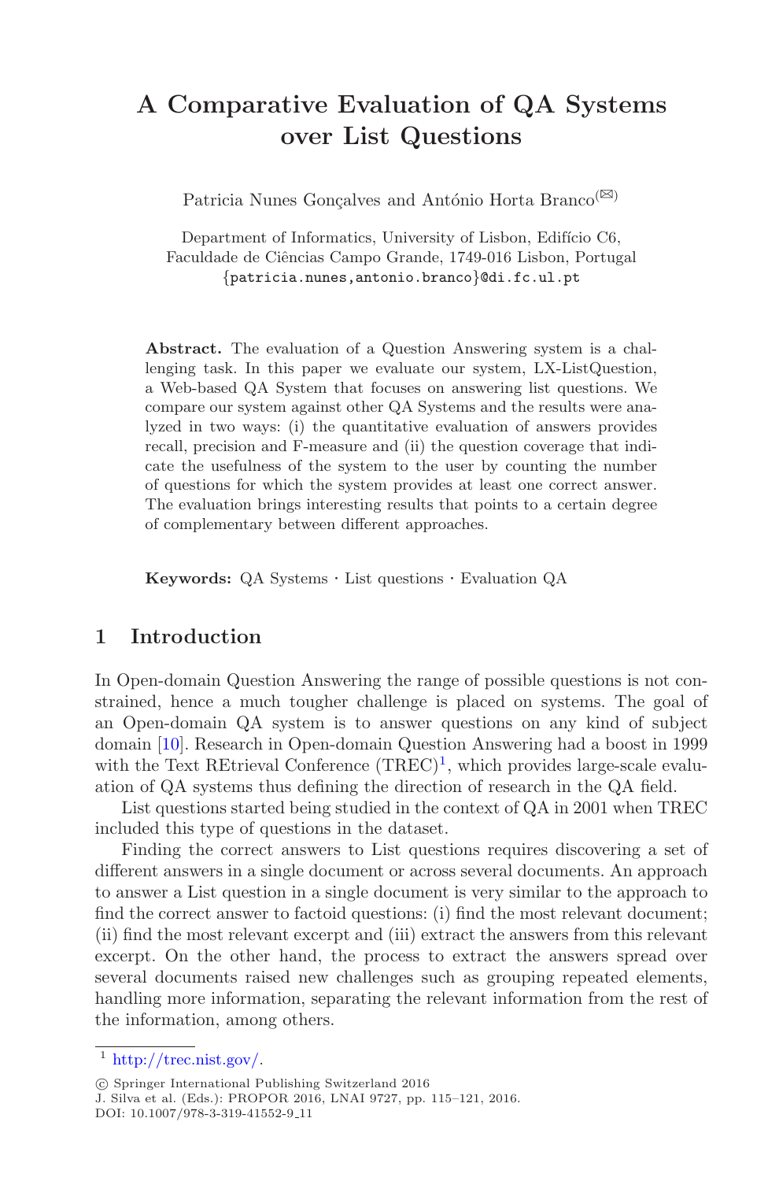# A Comparative Evaluation of QA Systems over List Questions

Patricia Nunes Gonçalves and António Horta Branco([✉])

Department of Informatics, University of Lisbon, Edifício C6, Faculdade de Ciências Campo Grande, 1749-016 Lisbon, Portugal
{patricia.nunes,antonio.branco}@di.fc.ul.pt

**Abstract.** The evaluation of a Question Answering system is a challenging task. In this paper we evaluate our system, LX-ListQuestion, a Web-based QA System that focuses on answering list questions. We compare our system against other QA Systems and the results were analyzed in two ways: (i) the quantitative evaluation of answers provides recall, precision and F-measure and (ii) the question coverage that indicate the usefulness of the system to the user by counting the number of questions for which the system provides at least one correct answer. The evaluation brings interesting results that points to a certain degree of complementary between different approaches.

**Keywords:** QA Systems · List questions · Evaluation QA

## 1 Introduction

In Open-domain Question Answering the range of possible questions is not constrained, hence a much tougher challenge is placed on systems. The goal of an Open-domain QA system is to answer questions on any kind of subject domain [10]. Research in Open-domain Question Answering had a boost in 1999 with the Text REtrieval Conference (TREC)[1], which provides large-scale evaluation of QA systems thus defining the direction of research in the QA field.

List questions started being studied in the context of QA in 2001 when TREC included this type of questions in the dataset.

Finding the correct answers to List questions requires discovering a set of different answers in a single document or across several documents. An approach to answer a List question in a single document is very similar to the approach to find the correct answer to factoid questions: (i) find the most relevant document; (ii) find the most relevant excerpt and (iii) extract the answers from this relevant excerpt. On the other hand, the process to extract the answers spread over several documents raised new challenges such as grouping repeated elements, handling more information, separating the relevant information from the rest of the information, among others.

[1] http://trec.nist.gov/.

© Springer International Publishing Switzerland 2016
J. Silva et al. (Eds.): PROPOR 2016, LNAI 9727, pp. 115–121, 2016.
DOI: 10.1007/978-3-319-41552-9_11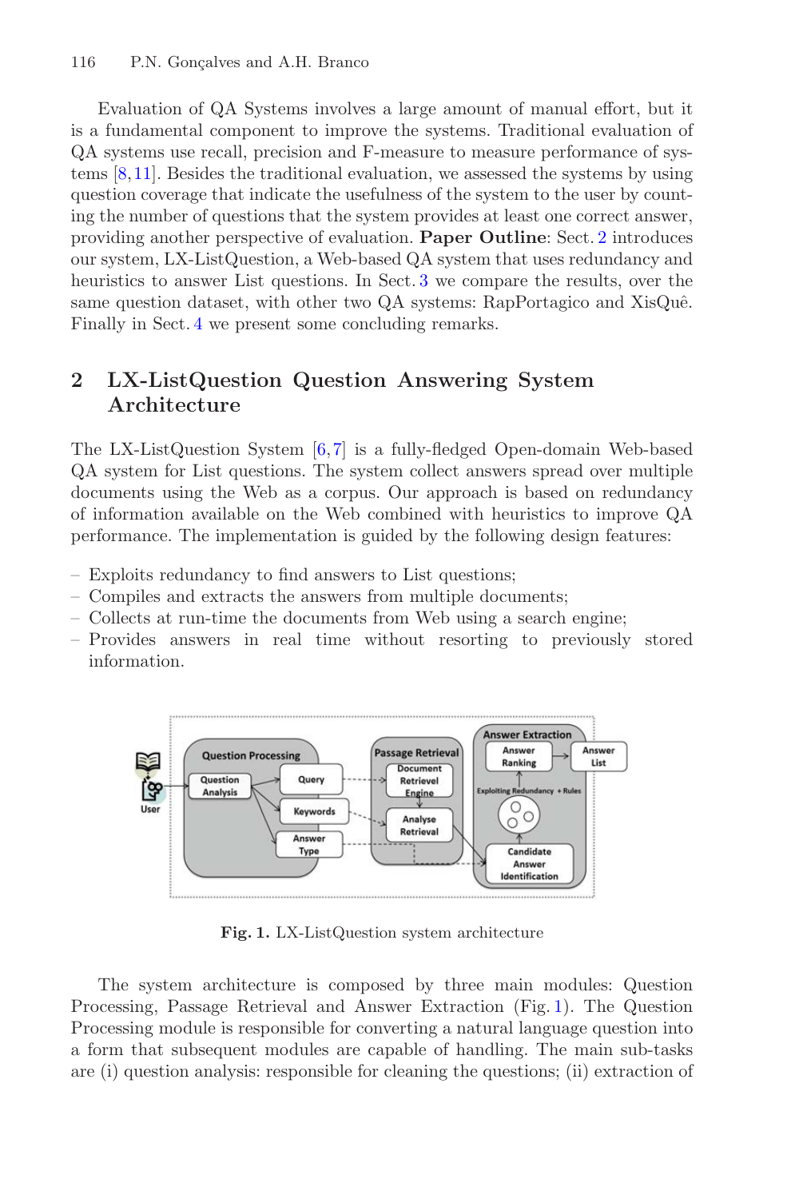Evaluation of QA Systems involves a large amount of manual effort, but it is a fundamental component to improve the systems. Traditional evaluation of QA systems use recall, precision and F-measure to measure performance of systems [8,11]. Besides the traditional evaluation, we assessed the systems by using question coverage that indicate the usefulness of the system to the user by counting the number of questions that the system provides at least one correct answer, providing another perspective of evaluation. **Paper Outline**: Sect. 2 introduces our system, LX-ListQuestion, a Web-based QA system that uses redundancy and heuristics to answer List questions. In Sect. 3 we compare the results, over the same question dataset, with other two QA systems: RapPortagico and XisQuê. Finally in Sect. 4 we present some concluding remarks.

## 2 LX-ListQuestion Question Answering System Architecture

The LX-ListQuestion System [6,7] is a fully-fledged Open-domain Web-based QA system for List questions. The system collect answers spread over multiple documents using the Web as a corpus. Our approach is based on redundancy of information available on the Web combined with heuristics to improve QA performance. The implementation is guided by the following design features:

- Exploits redundancy to find answers to List questions;
- Compiles and extracts the answers from multiple documents;
- Collects at run-time the documents from Web using a search engine;
- Provides answers in real time without resorting to previously stored information.

**Fig. 1.** LX-ListQuestion system architecture

The system architecture is composed by three main modules: Question Processing, Passage Retrieval and Answer Extraction (Fig. 1). The Question Processing module is responsible for converting a natural language question into a form that subsequent modules are capable of handling. The main sub-tasks are (i) question analysis: responsible for cleaning the questions; (ii) extraction of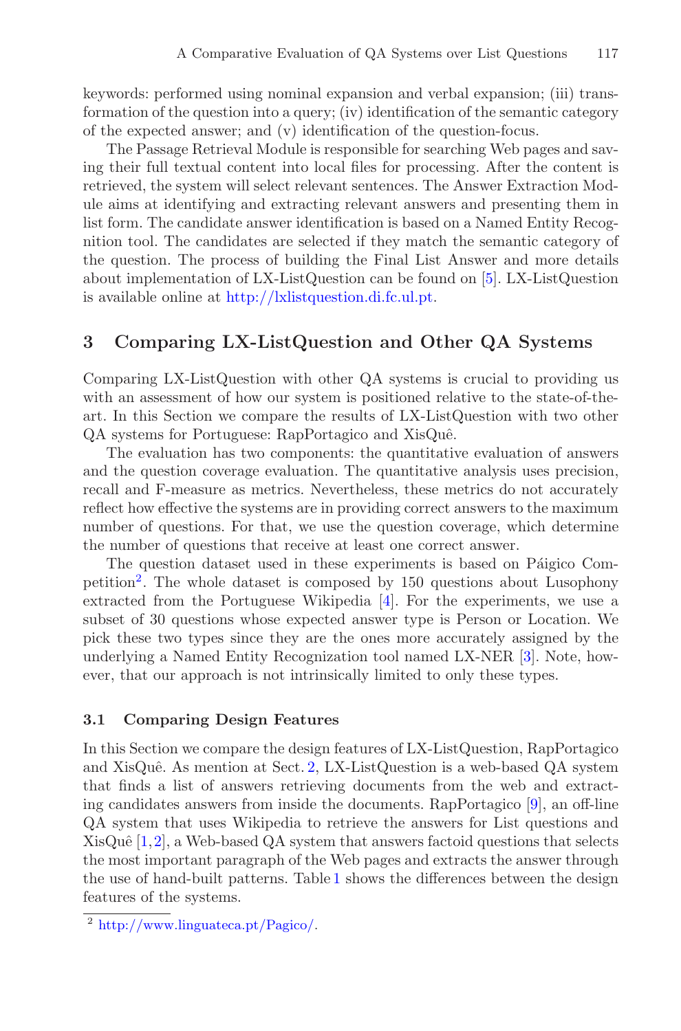keywords: performed using nominal expansion and verbal expansion; (iii) transformation of the question into a query; (iv) identification of the semantic category of the expected answer; and (v) identification of the question-focus.

The Passage Retrieval Module is responsible for searching Web pages and saving their full textual content into local files for processing. After the content is retrieved, the system will select relevant sentences. The Answer Extraction Module aims at identifying and extracting relevant answers and presenting them in list form. The candidate answer identification is based on a Named Entity Recognition tool. The candidates are selected if they match the semantic category of the question. The process of building the Final List Answer and more details about implementation of LX-ListQuestion can be found on [5]. LX-ListQuestion is available online at http://lxlistquestion.di.fc.ul.pt.

## 3 Comparing LX-ListQuestion and Other QA Systems

Comparing LX-ListQuestion with other QA systems is crucial to providing us with an assessment of how our system is positioned relative to the state-of-the-art. In this Section we compare the results of LX-ListQuestion with two other QA systems for Portuguese: RapPortagico and XisQuê.

The evaluation has two components: the quantitative evaluation of answers and the question coverage evaluation. The quantitative analysis uses precision, recall and F-measure as metrics. Nevertheless, these metrics do not accurately reflect how effective the systems are in providing correct answers to the maximum number of questions. For that, we use the question coverage, which determine the number of questions that receive at least one correct answer.

The question dataset used in these experiments is based on Páigico Competition[2]. The whole dataset is composed by 150 questions about Lusophony extracted from the Portuguese Wikipedia [4]. For the experiments, we use a subset of 30 questions whose expected answer type is Person or Location. We pick these two types since they are the ones more accurately assigned by the underlying a Named Entity Recognization tool named LX-NER [3]. Note, however, that our approach is not intrinsically limited to only these types.

### 3.1 Comparing Design Features

In this Section we compare the design features of LX-ListQuestion, RapPortagico and XisQuê. As mention at Sect. 2, LX-ListQuestion is a web-based QA system that finds a list of answers retrieving documents from the web and extracting candidates answers from inside the documents. RapPortagico [9], an off-line QA system that uses Wikipedia to retrieve the answers for List questions and XisQuê [1,2], a Web-based QA system that answers factoid questions that selects the most important paragraph of the Web pages and extracts the answer through the use of hand-built patterns. Table 1 shows the differences between the design features of the systems.

[2] http://www.linguateca.pt/Pagico/.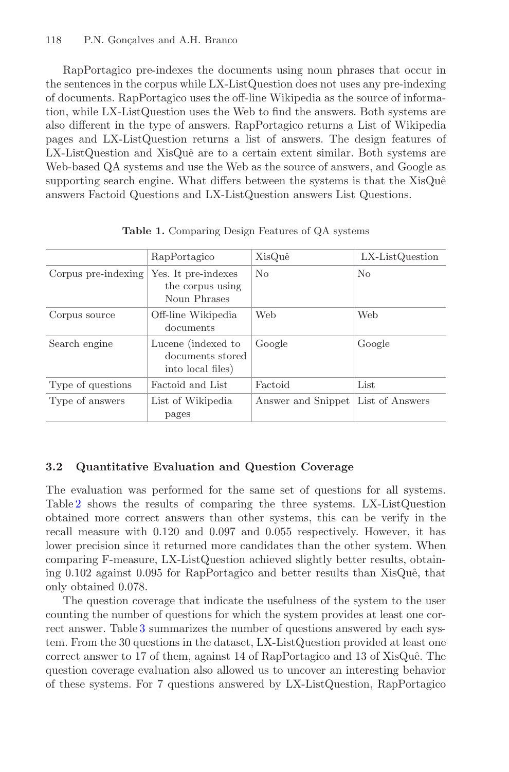RapPortagico pre-indexes the documents using noun phrases that occur in the sentences in the corpus while LX-ListQuestion does not uses any pre-indexing of documents. RapPortagico uses the off-line Wikipedia as the source of information, while LX-ListQuestion uses the Web to find the answers. Both systems are also different in the type of answers. RapPortagico returns a List of Wikipedia pages and LX-ListQuestion returns a list of answers. The design features of LX-ListQuestion and XisQuê are to a certain extent similar. Both systems are Web-based QA systems and use the Web as the source of answers, and Google as supporting search engine. What differs between the systems is that the XisQuê answers Factoid Questions and LX-ListQuestion answers List Questions.

**Table 1.** Comparing Design Features of QA systems

| | RapPortagico | XisQuê | LX-ListQuestion |
|---|---|---|---|
| Corpus pre-indexing | Yes. It pre-indexes the corpus using Noun Phrases | No | No |
| Corpus source | Off-line Wikipedia documents | Web | Web |
| Search engine | Lucene (indexed to documents stored into local files) | Google | Google |
| Type of questions | Factoid and List | Factoid | List |
| Type of answers | List of Wikipedia pages | Answer and Snippet | List of Answers |

### 3.2 Quantitative Evaluation and Question Coverage

The evaluation was performed for the same set of questions for all systems. Table 2 shows the results of comparing the three systems. LX-ListQuestion obtained more correct answers than other systems, this can be verify in the recall measure with 0.120 and 0.097 and 0.055 respectively. However, it has lower precision since it returned more candidates than the other system. When comparing F-measure, LX-ListQuestion achieved slightly better results, obtaining 0.102 against 0.095 for RapPortagico and better results than XisQuê, that only obtained 0.078.

The question coverage that indicate the usefulness of the system to the user counting the number of questions for which the system provides at least one correct answer. Table 3 summarizes the number of questions answered by each system. From the 30 questions in the dataset, LX-ListQuestion provided at least one correct answer to 17 of them, against 14 of RapPortagico and 13 of XisQuê. The question coverage evaluation also allowed us to uncover an interesting behavior of these systems. For 7 questions answered by LX-ListQuestion, RapPortagico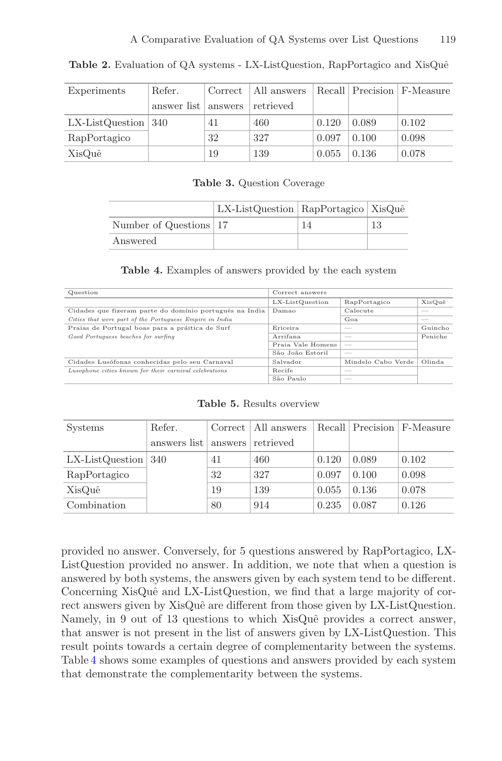**Table 2.** Evaluation of QA systems - LX-ListQuestion, RapPortagico and XisQuê

| Experiments | Refer. answer list | Correct answers | All answers retrieved | Recall | Precision | F-Measure |
|---|---|---|---|---|---|---|
| LX-ListQuestion | 340 | 41 | 460 | 0.120 | 0.089 | 0.102 |
| RapPortagico | | 32 | 327 | 0.097 | 0.100 | 0.098 |
| XisQuê | | 19 | 139 | 0.055 | 0.136 | 0.078 |

**Table 3.** Question Coverage

| | LX-ListQuestion | RapPortagico | XisQuê |
|---|---|---|---|
| Number of Questions | 17 | 14 | 13 |
| Answered | | | |

**Table 4.** Examples of answers provided by the each system

| Question | Correct answers | | |
|---|---|---|---|
| | LX-ListQuestion | RapPortagico | XisQuê |
| Cidades que fizeram parte do domínio português na India | Damao | Calecute | — |
| *Cities that were part of the Portuguese Empire in India* | | Goa | — |
| Praias de Portugal boas para a práitica de Surf | Ericeira | — | Guincho |
| *Good Portuguese beaches for surfing* | Arrifana | — | Peniche |
| | Praia Vale Homens | — | |
| | São João Estoril | — | |
| Cidades Lusófonas conhecidas pelo seu Carnaval | Salvador | Mindelo Cabo Verde | Olinda |
| *Lusophone cities known for their carnival celebrations* | Recife | — | |
| | São Paulo | — | |

**Table 5.** Results overview

| Systems | Refer. answers list | Correct answers | All answers retrieved | Recall | Precision | F-Measure |
|---|---|---|---|---|---|---|
| LX-ListQuestion | 340 | 41 | 460 | 0.120 | 0.089 | 0.102 |
| RapPortagico | | 32 | 327 | 0.097 | 0.100 | 0.098 |
| XisQuê | | 19 | 139 | 0.055 | 0.136 | 0.078 |
| Combination | | 80 | 914 | 0.235 | 0.087 | 0.126 |

provided no answer. Conversely, for 5 questions answered by RapPortagico, LX-ListQuestion provided no answer. In addition, we note that when a question is answered by both systems, the answers given by each system tend to be different. Concerning XisQuê and LX-ListQuestion, we find that a large majority of correct answers given by XisQuê are different from those given by LX-ListQuestion. Namely, in 9 out of 13 questions to which XisQuê provides a correct answer, that answer is not present in the list of answers given by LX-ListQuestion. This result points towards a certain degree of complementarity between the systems. Table 4 shows some examples of questions and answers provided by each system that demonstrate the complementarity between the systems.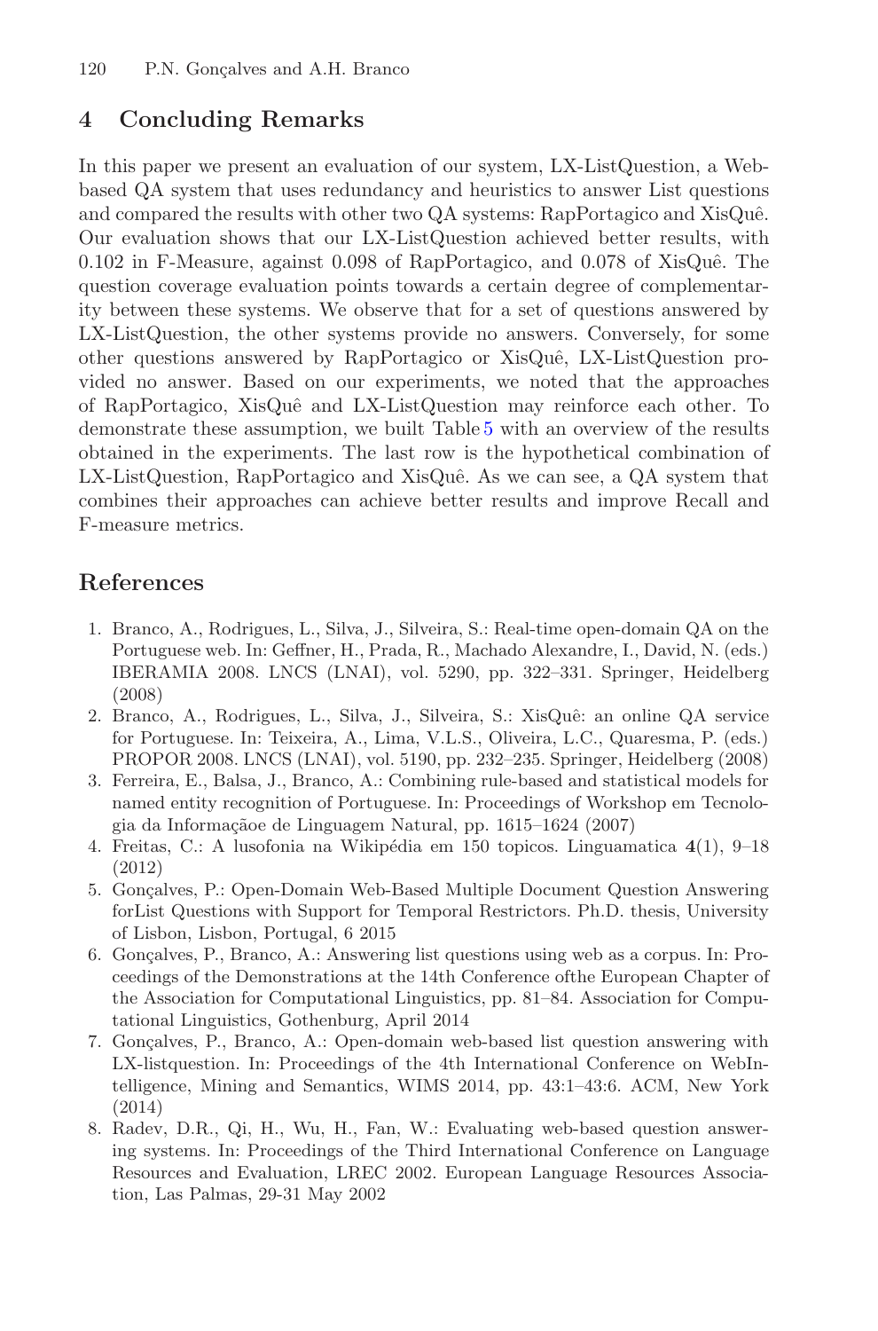## 4 Concluding Remarks

In this paper we present an evaluation of our system, LX-ListQuestion, a Web-based QA system that uses redundancy and heuristics to answer List questions and compared the results with other two QA systems: RapPortagico and XisQuê. Our evaluation shows that our LX-ListQuestion achieved better results, with 0.102 in F-Measure, against 0.098 of RapPortagico, and 0.078 of XisQuê. The question coverage evaluation points towards a certain degree of complementarity between these systems. We observe that for a set of questions answered by LX-ListQuestion, the other systems provide no answers. Conversely, for some other questions answered by RapPortagico or XisQuê, LX-ListQuestion provided no answer. Based on our experiments, we noted that the approaches of RapPortagico, XisQuê and LX-ListQuestion may reinforce each other. To demonstrate these assumption, we built Table 5 with an overview of the results obtained in the experiments. The last row is the hypothetical combination of LX-ListQuestion, RapPortagico and XisQuê. As we can see, a QA system that combines their approaches can achieve better results and improve Recall and F-measure metrics.

## References

1. Branco, A., Rodrigues, L., Silva, J., Silveira, S.: Real-time open-domain QA on the Portuguese web. In: Geffner, H., Prada, R., Machado Alexandre, I., David, N. (eds.) IBERAMIA 2008. LNCS (LNAI), vol. 5290, pp. 322–331. Springer, Heidelberg (2008)
2. Branco, A., Rodrigues, L., Silva, J., Silveira, S.: XisQuê: an online QA service for Portuguese. In: Teixeira, A., Lima, V.L.S., Oliveira, L.C., Quaresma, P. (eds.) PROPOR 2008. LNCS (LNAI), vol. 5190, pp. 232–235. Springer, Heidelberg (2008)
3. Ferreira, E., Balsa, J., Branco, A.: Combining rule-based and statistical models for named entity recognition of Portuguese. In: Proceedings of Workshop em Tecnologia da Informaçãoe de Linguagem Natural, pp. 1615–1624 (2007)
4. Freitas, C.: A lusofonia na Wikipédia em 150 topicos. Linguamatica **4**(1), 9–18 (2012)
5. Gonçalves, P.: Open-Domain Web-Based Multiple Document Question Answering forList Questions with Support for Temporal Restrictors. Ph.D. thesis, University of Lisbon, Lisbon, Portugal, 6 2015
6. Gonçalves, P., Branco, A.: Answering list questions using web as a corpus. In: Proceedings of the Demonstrations at the 14th Conference ofthe European Chapter of the Association for Computational Linguistics, pp. 81–84. Association for Computational Linguistics, Gothenburg, April 2014
7. Gonçalves, P., Branco, A.: Open-domain web-based list question answering with LX-listquestion. In: Proceedings of the 4th International Conference on WebIntelligence, Mining and Semantics, WIMS 2014, pp. 43:1–43:6. ACM, New York (2014)
8. Radev, D.R., Qi, H., Wu, H., Fan, W.: Evaluating web-based question answering systems. In: Proceedings of the Third International Conference on Language Resources and Evaluation, LREC 2002. European Language Resources Association, Las Palmas, 29-31 May 2002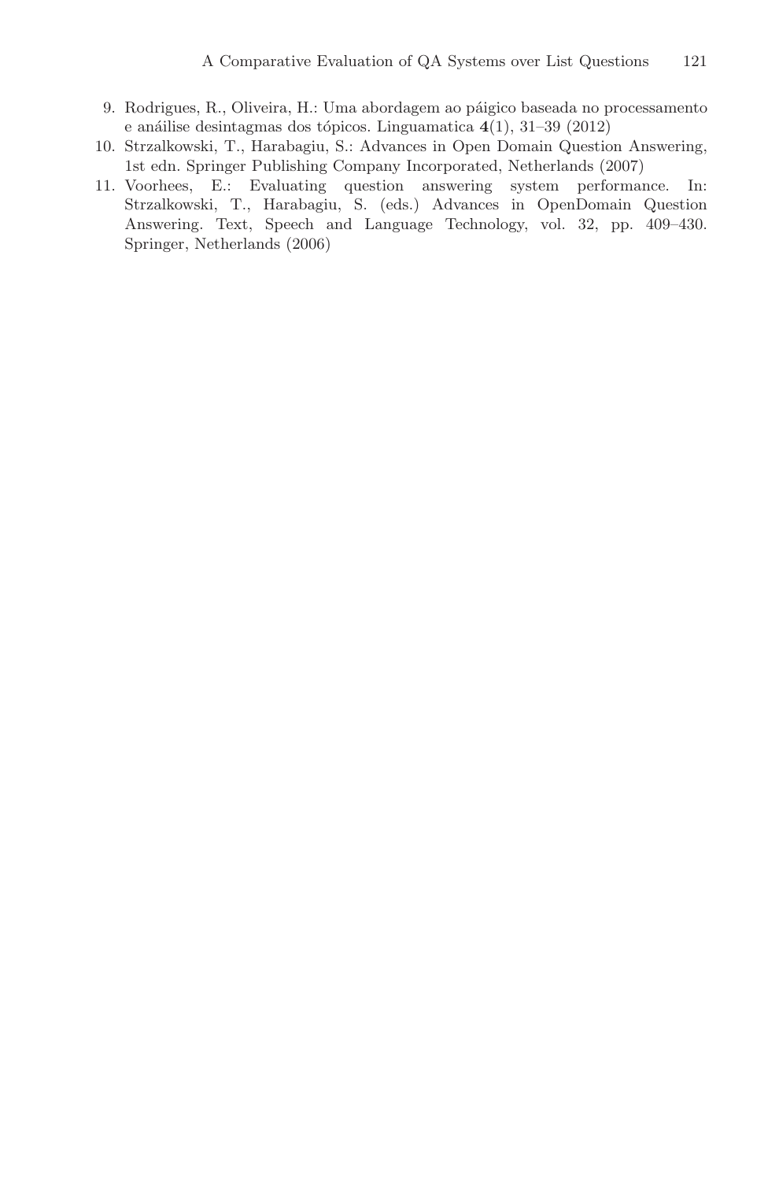9. Rodrigues, R., Oliveira, H.: Uma abordagem ao páigico baseada no processamento e anáilise desintagmas dos tópicos. Linguamatica **4**(1), 31–39 (2012)
10. Strzalkowski, T., Harabagiu, S.: Advances in Open Domain Question Answering, 1st edn. Springer Publishing Company Incorporated, Netherlands (2007)
11. Voorhees, E.: Evaluating question answering system performance. In: Strzalkowski, T., Harabagiu, S. (eds.) Advances in OpenDomain Question Answering. Text, Speech and Language Technology, vol. 32, pp. 409–430. Springer, Netherlands (2006)